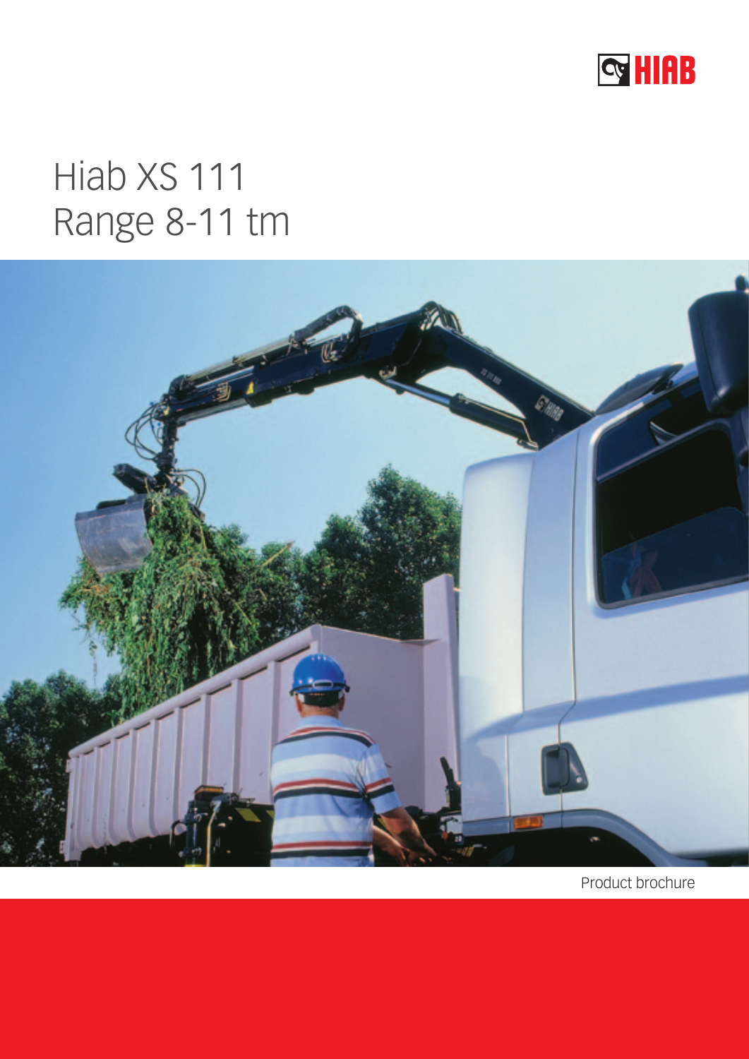HIAB

# Hiab XS 111
# Range 8-11 tm

Product brochure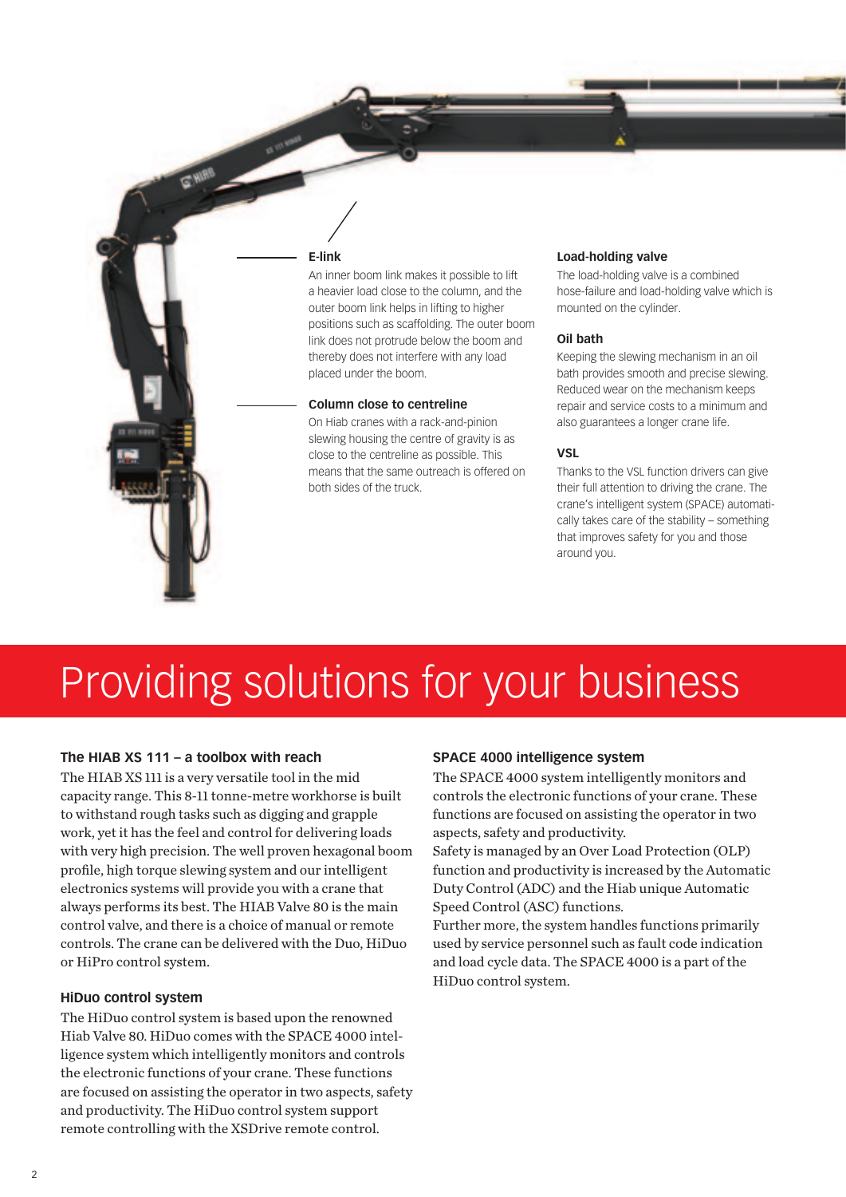### E-link

An inner boom link makes it possible to lift a heavier load close to the column, and the outer boom link helps in lifting to higher positions such as scaffolding. The outer boom link does not protrude below the boom and thereby does not interfere with any load placed under the boom.

### Column close to centreline

On Hiab cranes with a rack-and-pinion slewing housing the centre of gravity is as close to the centreline as possible. This means that the same outreach is offered on both sides of the truck.

### Load-holding valve

The load-holding valve is a combined hose-failure and load-holding valve which is mounted on the cylinder.

### Oil bath

Keeping the slewing mechanism in an oil bath provides smooth and precise slewing. Reduced wear on the mechanism keeps repair and service costs to a minimum and also guarantees a longer crane life.

### VSL

Thanks to the VSL function drivers can give their full attention to driving the crane. The crane's intelligent system (SPACE) automatically takes care of the stability – something that improves safety for you and those around you.

# Providing solutions for your business

### The HIAB XS 111 – a toolbox with reach

The HIAB XS 111 is a very versatile tool in the mid capacity range. This 8-11 tonne-metre workhorse is built to withstand rough tasks such as digging and grapple work, yet it has the feel and control for delivering loads with very high precision. The well proven hexagonal boom profile, high torque slewing system and our intelligent electronics systems will provide you with a crane that always performs its best. The HIAB Valve 80 is the main control valve, and there is a choice of manual or remote controls. The crane can be delivered with the Duo, HiDuo or HiPro control system.

### HiDuo control system

The HiDuo control system is based upon the renowned Hiab Valve 80. HiDuo comes with the SPACE 4000 intelligence system which intelligently monitors and controls the electronic functions of your crane. These functions are focused on assisting the operator in two aspects, safety and productivity. The HiDuo control system support remote controlling with the XSDrive remote control.

### SPACE 4000 intelligence system

The SPACE 4000 system intelligently monitors and controls the electronic functions of your crane. These functions are focused on assisting the operator in two aspects, safety and productivity.
Safety is managed by an Over Load Protection (OLP) function and productivity is increased by the Automatic Duty Control (ADC) and the Hiab unique Automatic Speed Control (ASC) functions.
Further more, the system handles functions primarily used by service personnel such as fault code indication and load cycle data. The SPACE 4000 is a part of the HiDuo control system.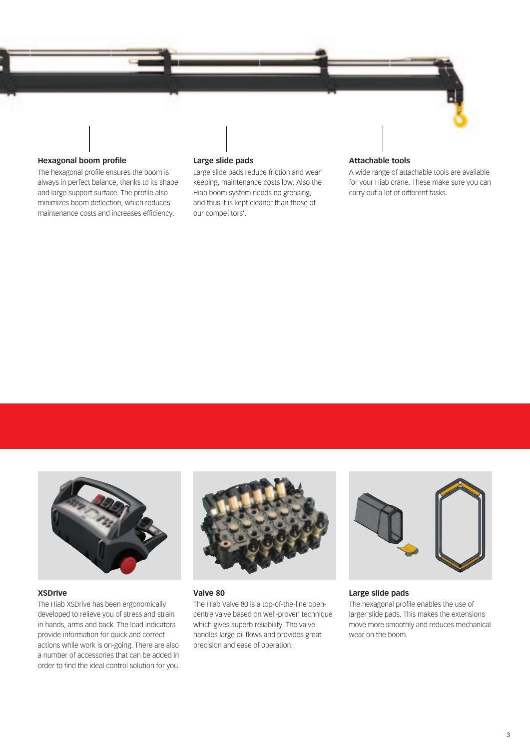### Hexagonal boom profile

The hexagonal profile ensures the boom is always in perfect balance, thanks to its shape and large support surface. The profile also minimizes boom deflection, which reduces maintenance costs and increases efficiency.

### Large slide pads

Large slide pads reduce friction and wear keeping, maintenance costs low. Also the Hiab boom system needs no greasing, and thus it is kept cleaner than those of our competitors'.

### Attachable tools

A wide range of attachable tools are available for your Hiab crane. These make sure you can carry out a lot of different tasks.

### XSDrive

The Hiab XSDrive has been ergonomically developed to relieve you of stress and strain in hands, arms and back. The load indicators provide information for quick and correct actions while work is on-going. There are also a number of accessories that can be added in order to find the ideal control solution for you.

### Valve 80

The Hiab Valve 80 is a top-of-the-line open-centre valve based on well-proven technique which gives superb reliability. The valve handles large oil flows and provides great precision and ease of operation.

### Large slide pads

The hexagonal profile enables the use of larger slide pads. This makes the extensions move more smoothly and reduces mechanical wear on the boom.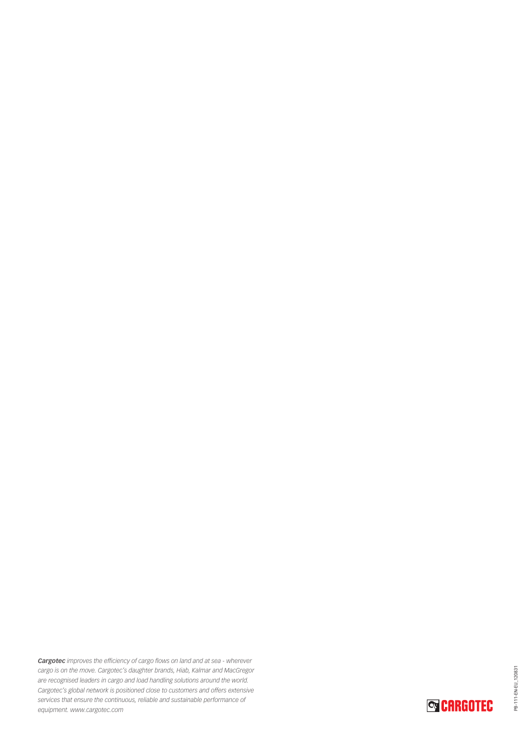***Cargotec*** *improves the efficiency of cargo flows on land and at sea - wherever cargo is on the move. Cargotec's daughter brands, Hiab, Kalmar and MacGregor are recognised leaders in cargo and load handling solutions around the world. Cargotec's global network is positioned close to customers and offers extensive services that ensure the continuous, reliable and sustainable performance of equipment. www.cargotec.com*

CARGOTEC

PB-111-EN-EU_120831